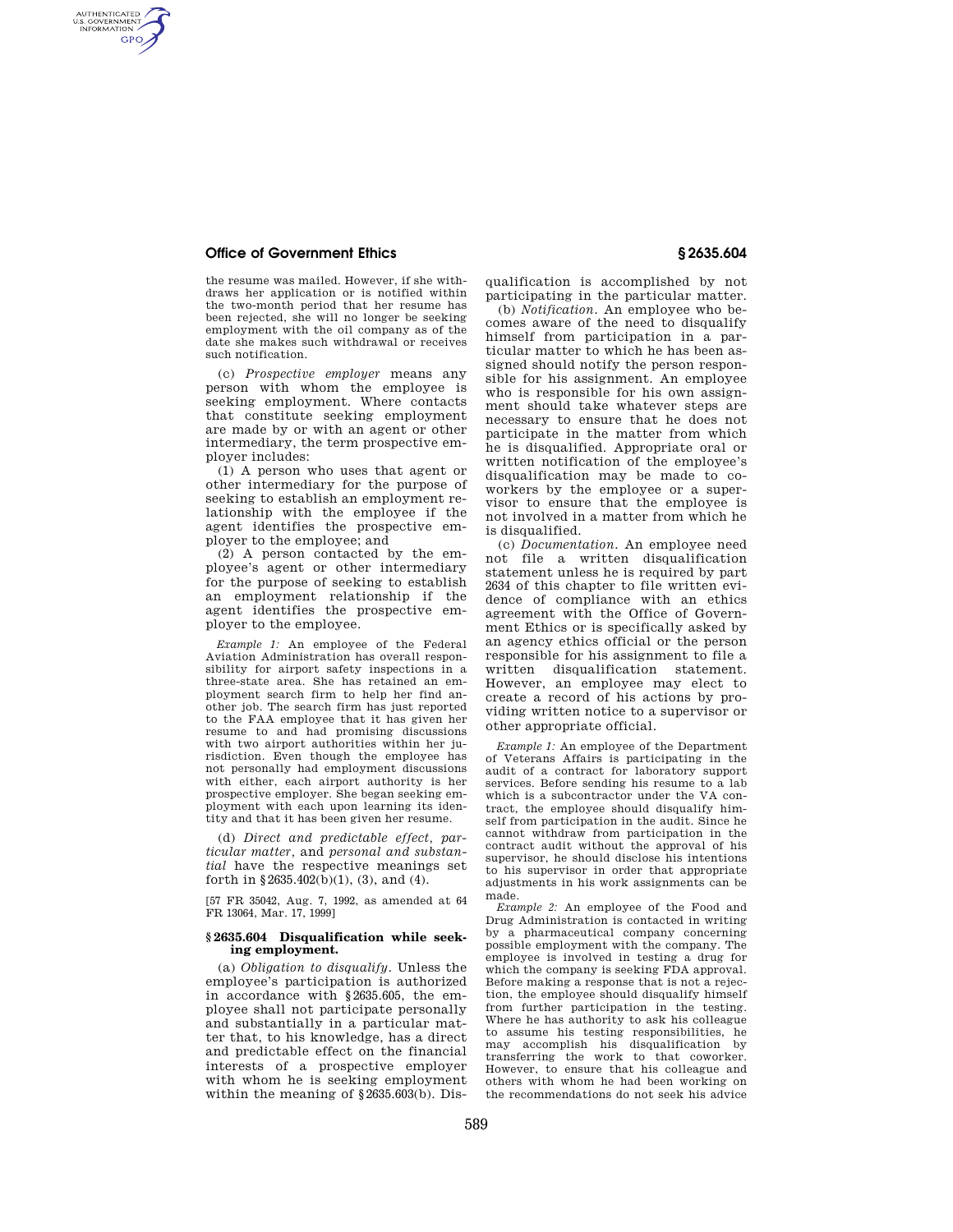the resume was mailed. However, if she withdraws her application or is notified within the two-month period that her resume has been rejected, she will no longer be seeking employment with the oil company as of the date she makes such withdrawal or receives such notification.

(c) *Prospective employer* means any person with whom the employee is seeking employment. Where contacts that constitute seeking employment are made by or with an agent or other intermediary, the term prospective employer includes:

(1) A person who uses that agent or other intermediary for the purpose of seeking to establish an employment relationship with the employee if the agent identifies the prospective employer to the employee; and

(2) A person contacted by the employee's agent or other intermediary for the purpose of seeking to establish an employment relationship if the agent identifies the prospective employer to the employee.

*Example 1:* An employee of the Federal Aviation Administration has overall responsibility for airport safety inspections in a three-state area. She has retained an employment search firm to help her find another job. The search firm has just reported to the FAA employee that it has given her resume to and had promising discussions with two airport authorities within her jurisdiction. Even though the employee has not personally had employment discussions with either, each airport authority is her prospective employer. She began seeking employment with each upon learning its identity and that it has been given her resume.

(d) *Direct and predictable effect, particular matter*, and *personal and substantial* have the respective meanings set forth in §2635.402(b)(1), (3), and (4).

[57 FR 35042, Aug. 7, 1992, as amended at 64 FR 13064, Mar. 17, 1999]

### §2635.604 Disqualification while seeking employment.

(a) *Obligation to disqualify.* Unless the employee's participation is authorized in accordance with §2635.605, the employee shall not participate personally and substantially in a particular matter that, to his knowledge, has a direct and predictable effect on the financial interests of a prospective employer with whom he is seeking employment within the meaning of §2635.603(b). Disqualification is accomplished by not participating in the particular matter.

(b) *Notification.* An employee who becomes aware of the need to disqualify himself from participation in a particular matter to which he has been assigned should notify the person responsible for his assignment. An employee who is responsible for his own assignment should take whatever steps are necessary to ensure that he does not participate in the matter from which he is disqualified. Appropriate oral or written notification of the employee's disqualification may be made to coworkers by the employee or a supervisor to ensure that the employee is not involved in a matter from which he is disqualified.

(c) *Documentation.* An employee need not file a written disqualification statement unless he is required by part 2634 of this chapter to file written evidence of compliance with an ethics agreement with the Office of Government Ethics or is specifically asked by an agency ethics official or the person responsible for his assignment to file a written disqualification statement. However, an employee may elect to create a record of his actions by providing written notice to a supervisor or other appropriate official.

*Example 1:* An employee of the Department of Veterans Affairs is participating in the audit of a contract for laboratory support services. Before sending his resume to a lab which is a subcontractor under the VA contract, the employee should disqualify himself from participation in the audit. Since he cannot withdraw from participation in the contract audit without the approval of his supervisor, he should disclose his intentions to his supervisor in order that appropriate adjustments in his work assignments can be made.

*Example 2:* An employee of the Food and Drug Administration is contacted in writing by a pharmaceutical company concerning possible employment with the company. The employee is involved in testing a drug for which the company is seeking FDA approval. Before making a response that is not a rejection, the employee should disqualify himself from further participation in the testing. Where he has authority to ask his colleague to assume his testing responsibilities, he may accomplish his disqualification by transferring the work to that coworker. However, to ensure that his colleague and others with whom he had been working on the recommendations do not seek his advice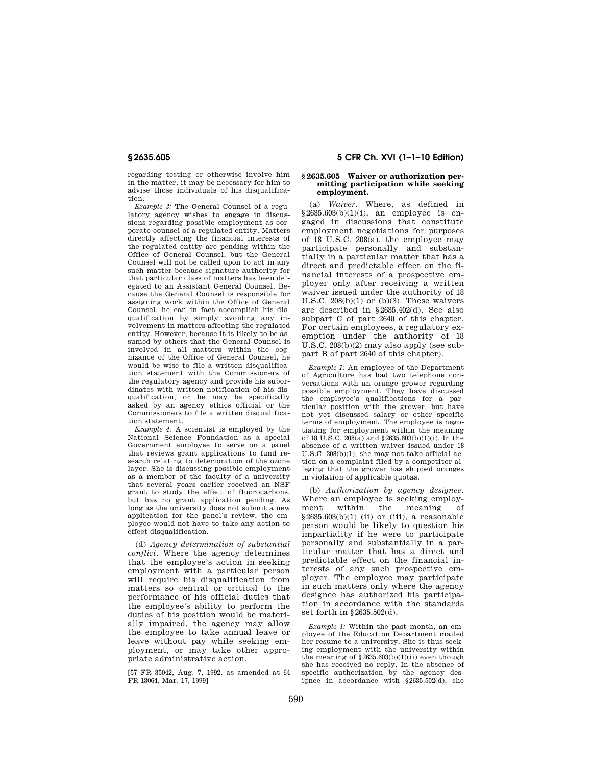regarding testing or otherwise involve him in the matter, it may be necessary for him to advise those individuals of his disqualification.

*Example 3:* The General Counsel of a regulatory agency wishes to engage in discussions regarding possible employment as corporate counsel of a regulated entity. Matters directly affecting the financial interests of the regulated entity are pending within the Office of General Counsel, but the General Counsel will not be called upon to act in any such matter because signature authority for that particular class of matters has been delegated to an Assistant General Counsel. Because the General Counsel is responsible for assigning work within the Office of General Counsel, he can in fact accomplish his disqualification by simply avoiding any involvement in matters affecting the regulated entity. However, because it is likely to be assumed by others that the General Counsel is involved in all matters within the cognizance of the Office of General Counsel, he would be wise to file a written disqualification statement with the Commissioners of the regulatory agency and provide his subordinates with written notification of his disqualification, or he may be specifically asked by an agency ethics official or the Commissioners to file a written disqualification statement.

*Example 4:* A scientist is employed by the National Science Foundation as a special Government employee to serve on a panel that reviews grant applications to fund research relating to deterioration of the ozone layer. She is discussing possible employment as a member of the faculty of a university that several years earlier received an NSF grant to study the effect of fluorocarbons, but has no grant application pending. As long as the university does not submit a new application for the panel's review, the employee would not have to take any action to effect disqualification.

(d) *Agency determination of substantial conflict.* Where the agency determines that the employee's action in seeking employment with a particular person will require his disqualification from matters so central or critical to the performance of his official duties that the employee's ability to perform the duties of his position would be materially impaired, the agency may allow the employee to take annual leave or leave without pay while seeking employment, or may take other appropriate administrative action.

[57 FR 35042, Aug. 7, 1992, as amended at 64 FR 13064, Mar. 17, 1999]

### § 2635.605 Waiver or authorization permitting participation while seeking employment.

(a) *Waiver.* Where, as defined in §2635.603(b)(1)(i), an employee is engaged in discussions that constitute employment negotiations for purposes of 18 U.S.C. 208(a), the employee may participate personally and substantially in a particular matter that has a direct and predictable effect on the financial interests of a prospective employer only after receiving a written waiver issued under the authority of 18 U.S.C. 208(b)(1) or (b)(3). These waivers are described in §2635.402(d). See also subpart C of part 2640 of this chapter. For certain employees, a regulatory exemption under the authority of 18 U.S.C. 208(b)(2) may also apply (see subpart B of part 2640 of this chapter).

*Example 1:* An employee of the Department of Agriculture has had two telephone conversations with an orange grower regarding possible employment. They have discussed the employee's qualifications for a particular position with the grower, but have not yet discussed salary or other specific terms of employment. The employee is negotiating for employment within the meaning of 18 U.S.C. 208(a) and §2635.603(b)(1)(i). In the absence of a written waiver issued under 18 U.S.C. 208(b)(1), she may not take official action on a complaint filed by a competitor alleging that the grower has shipped oranges in violation of applicable quotas.

(b) *Authorization by agency designee.* Where an employee is seeking employment within the meaning of §2635.603(b)(1) (ii) or (iii), a reasonable person would be likely to question his impartiality if he were to participate personally and substantially in a particular matter that has a direct and predictable effect on the financial interests of any such prospective employer. The employee may participate in such matters only where the agency designee has authorized his participation in accordance with the standards set forth in §2635.502(d).

*Example 1:* Within the past month, an employee of the Education Department mailed her resume to a university. She is thus seeking employment with the university within the meaning of §2635.603(b)(1)(ii) even though she has received no reply. In the absence of specific authorization by the agency designee in accordance with §2635.502(d), she